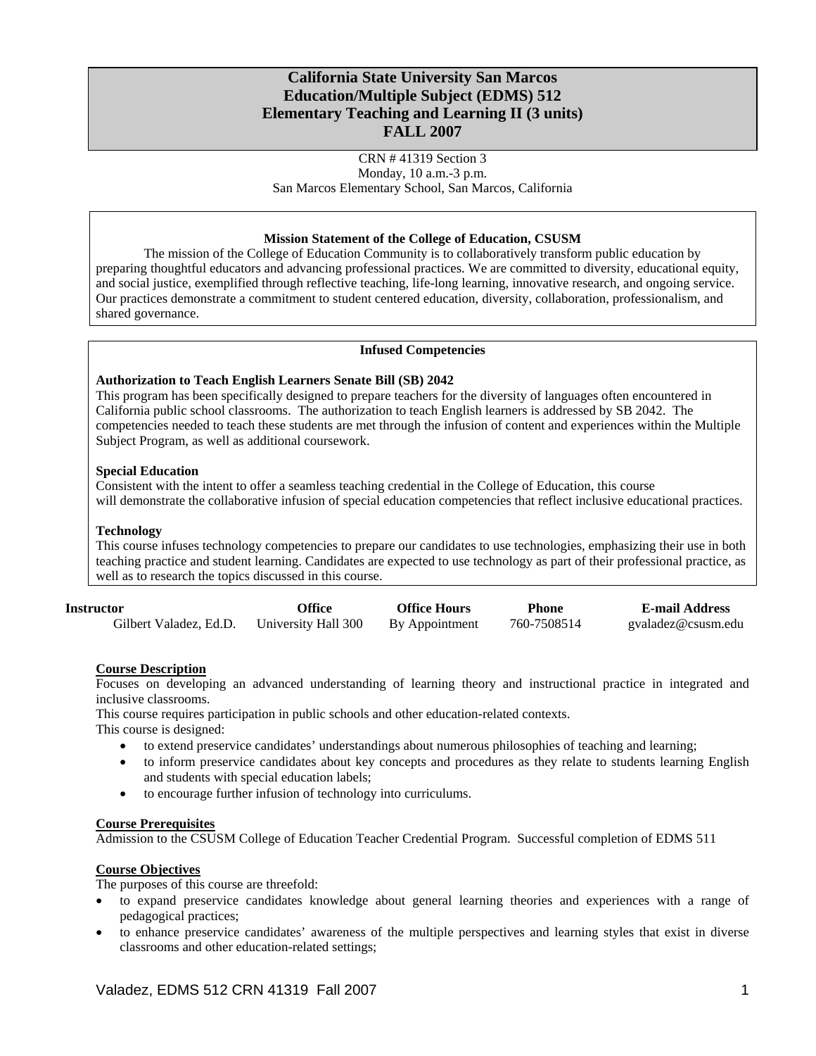# California State University San Marcos
# Education/Multiple Subject (EDMS) 512
# Elementary Teaching and Learning II (3 units)
# FALL 2007

CRN # 41319 Section 3
Monday, 10 a.m.-3 p.m.
San Marcos Elementary School, San Marcos, California

**Mission Statement of the College of Education, CSUSM**

The mission of the College of Education Community is to collaboratively transform public education by preparing thoughtful educators and advancing professional practices. We are committed to diversity, educational equity, and social justice, exemplified through reflective teaching, life-long learning, innovative research, and ongoing service. Our practices demonstrate a commitment to student centered education, diversity, collaboration, professionalism, and shared governance.

**Infused Competencies**

**Authorization to Teach English Learners Senate Bill (SB) 2042**
This program has been specifically designed to prepare teachers for the diversity of languages often encountered in California public school classrooms. The authorization to teach English learners is addressed by SB 2042. The competencies needed to teach these students are met through the infusion of content and experiences within the Multiple Subject Program, as well as additional coursework.

**Special Education**
Consistent with the intent to offer a seamless teaching credential in the College of Education, this course will demonstrate the collaborative infusion of special education competencies that reflect inclusive educational practices.

**Technology**
This course infuses technology competencies to prepare our candidates to use technologies, emphasizing their use in both teaching practice and student learning. Candidates are expected to use technology as part of their professional practice, as well as to research the topics discussed in this course.

| Instructor | Office | Office Hours | Phone | E-mail Address |
| --- | --- | --- | --- | --- |
| Gilbert Valadez, Ed.D. | University Hall 300 | By Appointment | 760-7508514 | gvaladez@csusm.edu |

**Course Description**

Focuses on developing an advanced understanding of learning theory and instructional practice in integrated and inclusive classrooms.

This course requires participation in public schools and other education-related contexts.

This course is designed:

- to extend preservice candidates' understandings about numerous philosophies of teaching and learning;
- to inform preservice candidates about key concepts and procedures as they relate to students learning English and students with special education labels;
- to encourage further infusion of technology into curriculums.

**Course Prerequisites**

Admission to the CSUSM College of Education Teacher Credential Program. Successful completion of EDMS 511

**Course Objectives**

The purposes of this course are threefold:

- to expand preservice candidates knowledge about general learning theories and experiences with a range of pedagogical practices;
- to enhance preservice candidates' awareness of the multiple perspectives and learning styles that exist in diverse classrooms and other education-related settings;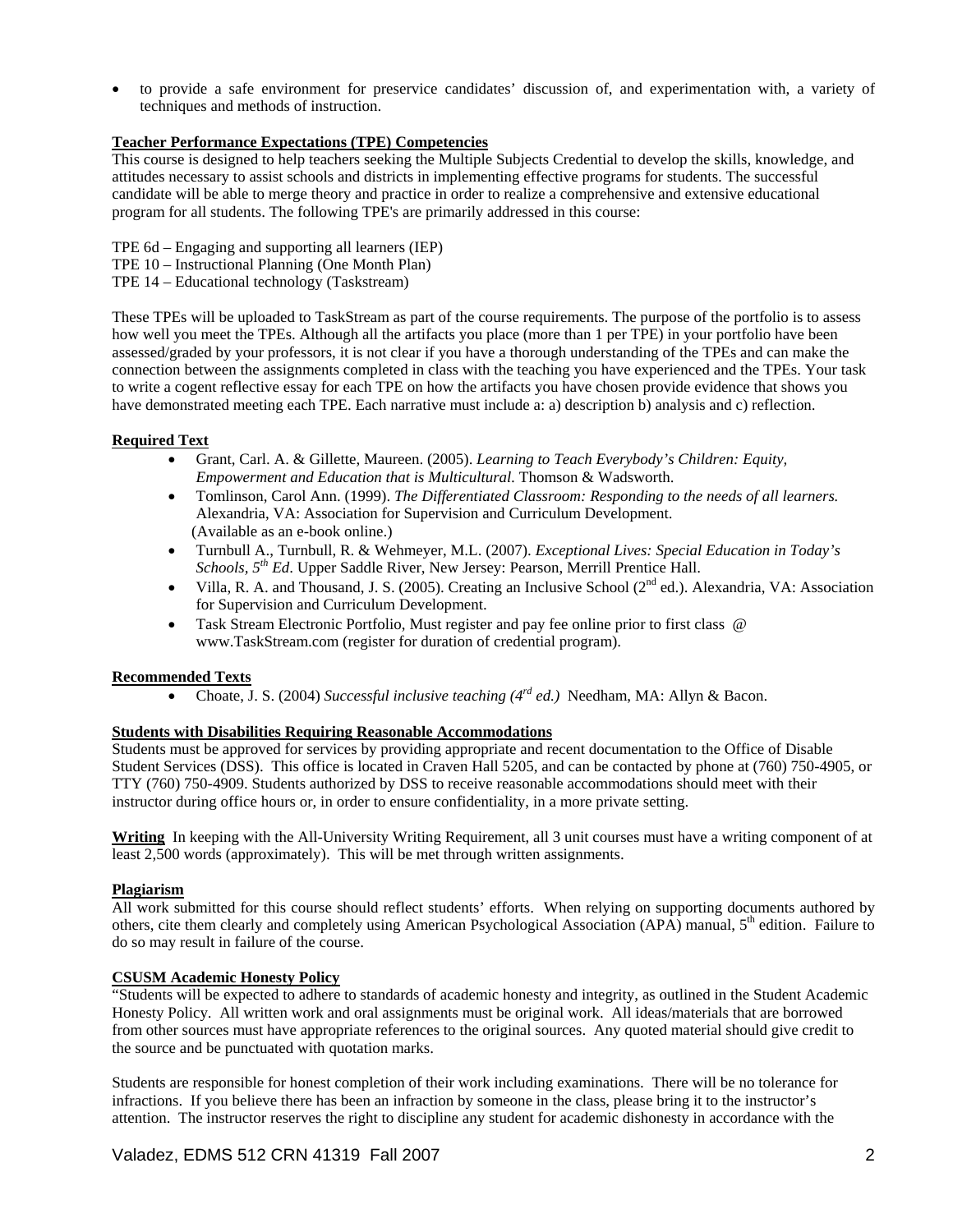- to provide a safe environment for preservice candidates' discussion of, and experimentation with, a variety of techniques and methods of instruction.

**Teacher Performance Expectations (TPE) Competencies**

This course is designed to help teachers seeking the Multiple Subjects Credential to develop the skills, knowledge, and attitudes necessary to assist schools and districts in implementing effective programs for students. The successful candidate will be able to merge theory and practice in order to realize a comprehensive and extensive educational program for all students. The following TPE's are primarily addressed in this course:

TPE 6d – Engaging and supporting all learners (IEP)
TPE 10 – Instructional Planning (One Month Plan)
TPE 14 – Educational technology (Taskstream)

These TPEs will be uploaded to TaskStream as part of the course requirements. The purpose of the portfolio is to assess how well you meet the TPEs. Although all the artifacts you place (more than 1 per TPE) in your portfolio have been assessed/graded by your professors, it is not clear if you have a thorough understanding of the TPEs and can make the connection between the assignments completed in class with the teaching you have experienced and the TPEs. Your task to write a cogent reflective essay for each TPE on how the artifacts you have chosen provide evidence that shows you have demonstrated meeting each TPE. Each narrative must include a: a) description b) analysis and c) reflection.

**Required Text**

- Grant, Carl. A. & Gillette, Maureen. (2005). *Learning to Teach Everybody's Children: Equity, Empowerment and Education that is Multicultural.* Thomson & Wadsworth.
- Tomlinson, Carol Ann. (1999). *The Differentiated Classroom: Responding to the needs of all learners.* Alexandria, VA: Association for Supervision and Curriculum Development. (Available as an e-book online.)
- Turnbull A., Turnbull, R. & Wehmeyer, M.L. (2007). *Exceptional Lives: Special Education in Today's Schools, 5th Ed*. Upper Saddle River, New Jersey: Pearson, Merrill Prentice Hall.
- Villa, R. A. and Thousand, J. S. (2005). Creating an Inclusive School (2nd ed.). Alexandria, VA: Association for Supervision and Curriculum Development.
- Task Stream Electronic Portfolio, Must register and pay fee online prior to first class @ www.TaskStream.com (register for duration of credential program).

**Recommended Texts**

- Choate, J. S. (2004) *Successful inclusive teaching (4rd ed.)* Needham, MA: Allyn & Bacon.

**Students with Disabilities Requiring Reasonable Accommodations**

Students must be approved for services by providing appropriate and recent documentation to the Office of Disable Student Services (DSS). This office is located in Craven Hall 5205, and can be contacted by phone at (760) 750-4905, or TTY (760) 750-4909. Students authorized by DSS to receive reasonable accommodations should meet with their instructor during office hours or, in order to ensure confidentiality, in a more private setting.

**Writing** In keeping with the All-University Writing Requirement, all 3 unit courses must have a writing component of at least 2,500 words (approximately). This will be met through written assignments.

**Plagiarism**

All work submitted for this course should reflect students' efforts. When relying on supporting documents authored by others, cite them clearly and completely using American Psychological Association (APA) manual, 5th edition. Failure to do so may result in failure of the course.

**CSUSM Academic Honesty Policy**

"Students will be expected to adhere to standards of academic honesty and integrity, as outlined in the Student Academic Honesty Policy. All written work and oral assignments must be original work. All ideas/materials that are borrowed from other sources must have appropriate references to the original sources. Any quoted material should give credit to the source and be punctuated with quotation marks.

Students are responsible for honest completion of their work including examinations. There will be no tolerance for infractions. If you believe there has been an infraction by someone in the class, please bring it to the instructor's attention. The instructor reserves the right to discipline any student for academic dishonesty in accordance with the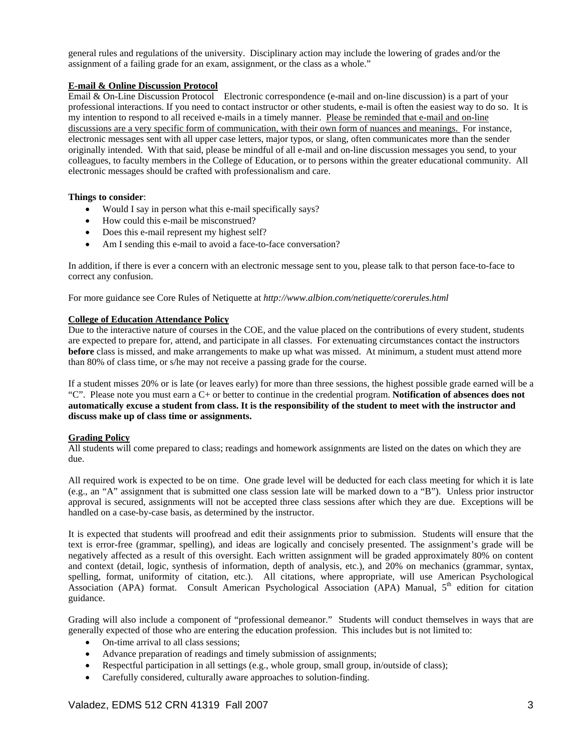general rules and regulations of the university. Disciplinary action may include the lowering of grades and/or the assignment of a failing grade for an exam, assignment, or the class as a whole."

**E-mail & Online Discussion Protocol**

Email & On-Line Discussion Protocol Electronic correspondence (e-mail and on-line discussion) is a part of your professional interactions. If you need to contact instructor or other students, e-mail is often the easiest way to do so. It is my intention to respond to all received e-mails in a timely manner. Please be reminded that e-mail and on-line discussions are a very specific form of communication, with their own form of nuances and meanings. For instance, electronic messages sent with all upper case letters, major typos, or slang, often communicates more than the sender originally intended. With that said, please be mindful of all e-mail and on-line discussion messages you send, to your colleagues, to faculty members in the College of Education, or to persons within the greater educational community. All electronic messages should be crafted with professionalism and care.

**Things to consider**:

- Would I say in person what this e-mail specifically says?
- How could this e-mail be misconstrued?
- Does this e-mail represent my highest self?
- Am I sending this e-mail to avoid a face-to-face conversation?

In addition, if there is ever a concern with an electronic message sent to you, please talk to that person face-to-face to correct any confusion.

For more guidance see Core Rules of Netiquette at *http://www.albion.com/netiquette/corerules.html*

**College of Education Attendance Policy**

Due to the interactive nature of courses in the COE, and the value placed on the contributions of every student, students are expected to prepare for, attend, and participate in all classes. For extenuating circumstances contact the instructors **before** class is missed, and make arrangements to make up what was missed. At minimum, a student must attend more than 80% of class time, or s/he may not receive a passing grade for the course.

If a student misses 20% or is late (or leaves early) for more than three sessions, the highest possible grade earned will be a "C". Please note you must earn a C+ or better to continue in the credential program. **Notification of absences does not automatically excuse a student from class. It is the responsibility of the student to meet with the instructor and discuss make up of class time or assignments.**

**Grading Policy**

All students will come prepared to class; readings and homework assignments are listed on the dates on which they are due.

All required work is expected to be on time. One grade level will be deducted for each class meeting for which it is late (e.g., an "A" assignment that is submitted one class session late will be marked down to a "B"). Unless prior instructor approval is secured, assignments will not be accepted three class sessions after which they are due. Exceptions will be handled on a case-by-case basis, as determined by the instructor.

It is expected that students will proofread and edit their assignments prior to submission. Students will ensure that the text is error-free (grammar, spelling), and ideas are logically and concisely presented. The assignment's grade will be negatively affected as a result of this oversight. Each written assignment will be graded approximately 80% on content and context (detail, logic, synthesis of information, depth of analysis, etc.), and 20% on mechanics (grammar, syntax, spelling, format, uniformity of citation, etc.). All citations, where appropriate, will use American Psychological Association (APA) format. Consult American Psychological Association (APA) Manual, 5th edition for citation guidance.

Grading will also include a component of "professional demeanor." Students will conduct themselves in ways that are generally expected of those who are entering the education profession. This includes but is not limited to:

- On-time arrival to all class sessions;
- Advance preparation of readings and timely submission of assignments;
- Respectful participation in all settings (e.g., whole group, small group, in/outside of class);
- Carefully considered, culturally aware approaches to solution-finding.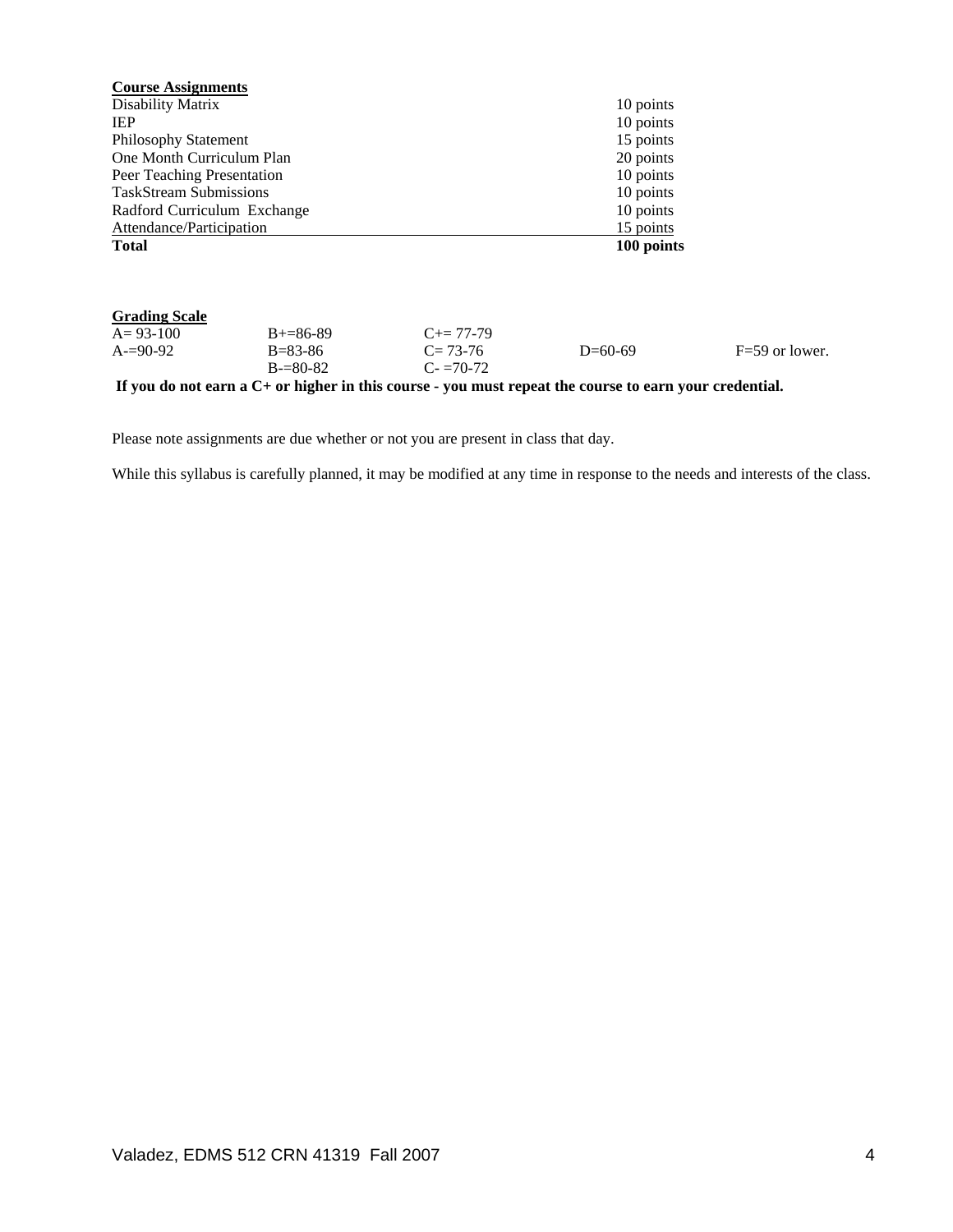**Course Assignments**

| Assignment | Points |
|---|---|
| Disability Matrix | 10 points |
| IEP | 10 points |
| Philosophy Statement | 15 points |
| One Month Curriculum Plan | 20 points |
| Peer Teaching Presentation | 10 points |
| TaskStream Submissions | 10 points |
| Radford Curriculum Exchange | 10 points |
| Attendance/Participation | 15 points |
| **Total** | **100 points** |

**Grading Scale**

| | | | | |
|---|---|---|---|---|
| A= 93-100 | B+=86-89 | C+= 77-79 | | |
| A-=90-92 | B=83-86 | C= 73-76 | D=60-69 | F=59 or lower. |
| | B-=80-82 | C- =70-72 | | |

**If you do not earn a C+ or higher in this course - you must repeat the course to earn your credential.**

Please note assignments are due whether or not you are present in class that day.

While this syllabus is carefully planned, it may be modified at any time in response to the needs and interests of the class.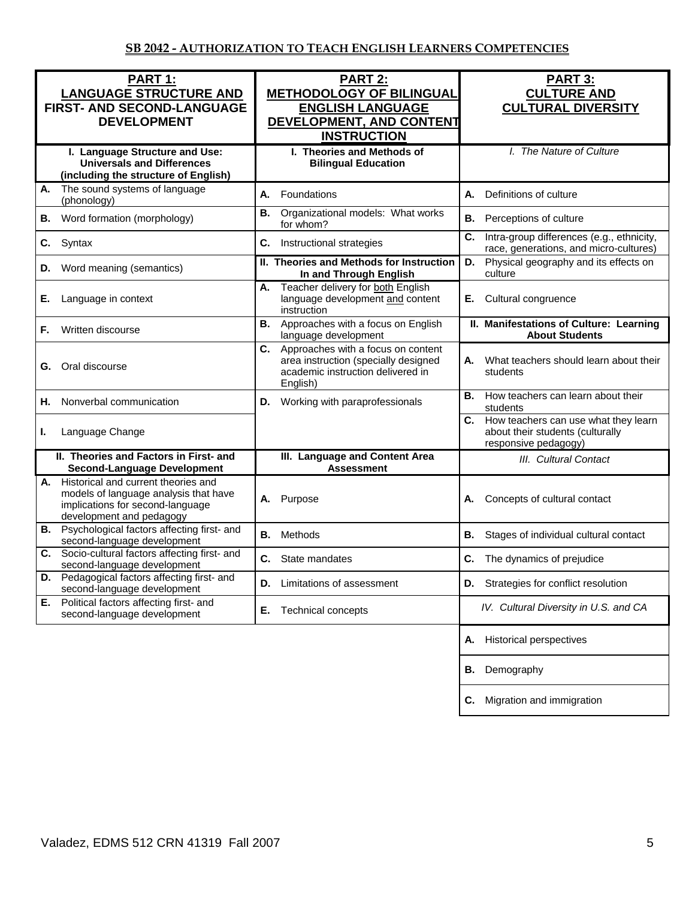## SB 2042 - AUTHORIZATION TO TEACH ENGLISH LEARNERS COMPETENCIES

| PART 1: LANGUAGE STRUCTURE AND FIRST- AND SECOND-LANGUAGE DEVELOPMENT | PART 2: METHODOLOGY OF BILINGUAL ENGLISH LANGUAGE DEVELOPMENT, AND CONTENT INSTRUCTION | PART 3: CULTURE AND CULTURAL DIVERSITY |
|---|---|---|
| **I. Language Structure and Use: Universals and Differences (including the structure of English)** | **I. Theories and Methods of Bilingual Education** | *I. The Nature of Culture* |
| **A.** The sound systems of language (phonology) | **A.** Foundations | **A.** Definitions of culture |
| **B.** Word formation (morphology) | **B.** Organizational models: What works for whom? | **B.** Perceptions of culture |
| **C.** Syntax | **C.** Instructional strategies | **C.** Intra-group differences (e.g., ethnicity, race, generations, and micro-cultures) |
| **D.** Word meaning (semantics) | **II. Theories and Methods for Instruction In and Through English** | **D.** Physical geography and its effects on culture |
| **E.** Language in context | **A.** Teacher delivery for both English language development and content instruction | **E.** Cultural congruence |
| **F.** Written discourse | **B.** Approaches with a focus on English language development | **II. Manifestations of Culture: Learning About Students** |
| **G.** Oral discourse | **C.** Approaches with a focus on content area instruction (specially designed academic instruction delivered in English) | **A.** What teachers should learn about their students |
| **H.** Nonverbal communication | **D.** Working with paraprofessionals | **B.** How teachers can learn about their students |
| **I.** Language Change | | **C.** How teachers can use what they learn about their students (culturally responsive pedagogy) |
| **II. Theories and Factors in First- and Second-Language Development** | **III. Language and Content Area Assessment** | *III. Cultural Contact* |
| **A.** Historical and current theories and models of language analysis that have implications for second-language development and pedagogy | **A.** Purpose | **A.** Concepts of cultural contact |
| **B.** Psychological factors affecting first- and second-language development | **B.** Methods | **B.** Stages of individual cultural contact |
| **C.** Socio-cultural factors affecting first- and second-language development | **C.** State mandates | **C.** The dynamics of prejudice |
| **D.** Pedagogical factors affecting first- and second-language development | **D.** Limitations of assessment | **D.** Strategies for conflict resolution |
| **E.** Political factors affecting first- and second-language development | **E.** Technical concepts | *IV. Cultural Diversity in U.S. and CA* |
| | | **A.** Historical perspectives |
| | | **B.** Demography |
| | | **C.** Migration and immigration |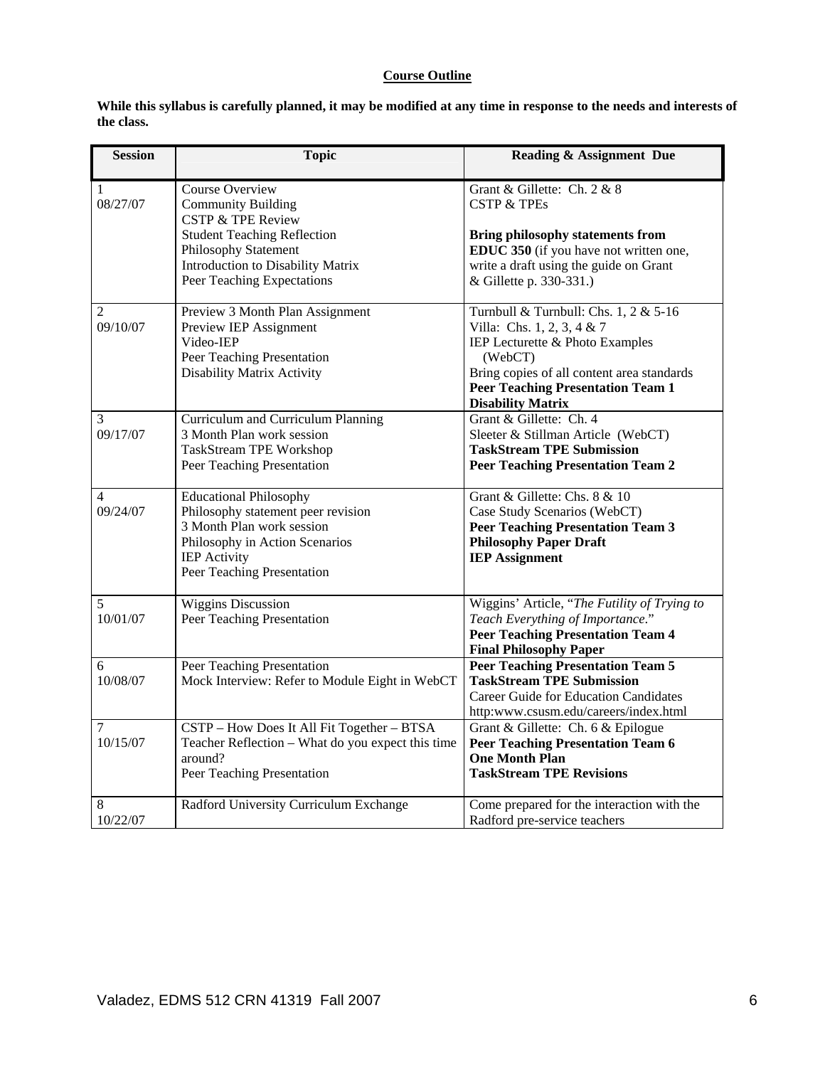## Course Outline

**While this syllabus is carefully planned, it may be modified at any time in response to the needs and interests of the class.**

| Session | Topic | Reading & Assignment Due |
|---|---|---|
| 1<br>08/27/07 | Course Overview<br>Community Building<br>CSTP & TPE Review<br>Student Teaching Reflection<br>Philosophy Statement<br>Introduction to Disability Matrix<br>Peer Teaching Expectations | Grant & Gillette: Ch. 2 & 8<br>CSTP & TPEs<br><br>**Bring philosophy statements from EDUC 350** (if you have not written one, write a draft using the guide on Grant & Gillette p. 330-331.) |
| 2<br>09/10/07 | Preview 3 Month Plan Assignment<br>Preview IEP Assignment<br>Video-IEP<br>Peer Teaching Presentation<br>Disability Matrix Activity | Turnbull & Turnbull: Chs. 1, 2 & 5-16<br>Villa: Chs. 1, 2, 3, 4 & 7<br>IEP Lecturette & Photo Examples (WebCT)<br>Bring copies of all content area standards<br>**Peer Teaching Presentation Team 1**<br>**Disability Matrix** |
| 3<br>09/17/07 | Curriculum and Curriculum Planning<br>3 Month Plan work session<br>TaskStream TPE Workshop<br>Peer Teaching Presentation | Grant & Gillette: Ch. 4<br>Sleeter & Stillman Article (WebCT)<br>**TaskStream TPE Submission**<br>**Peer Teaching Presentation Team 2** |
| 4<br>09/24/07 | Educational Philosophy<br>Philosophy statement peer revision<br>3 Month Plan work session<br>Philosophy in Action Scenarios<br>IEP Activity<br>Peer Teaching Presentation | Grant & Gillette: Chs. 8 & 10<br>Case Study Scenarios (WebCT)<br>**Peer Teaching Presentation Team 3**<br>**Philosophy Paper Draft**<br>**IEP Assignment** |
| 5<br>10/01/07 | Wiggins Discussion<br>Peer Teaching Presentation | Wiggins' Article, "*The Futility of Trying to Teach Everything of Importance*."<br>**Peer Teaching Presentation Team 4**<br>**Final Philosophy Paper** |
| 6<br>10/08/07 | Peer Teaching Presentation<br>Mock Interview: Refer to Module Eight in WebCT | **Peer Teaching Presentation Team 5**<br>**TaskStream TPE Submission**<br>Career Guide for Education Candidates<br>http:www.csusm.edu/careers/index.html |
| 7<br>10/15/07 | CSTP – How Does It All Fit Together – BTSA<br>Teacher Reflection – What do you expect this time around?<br>Peer Teaching Presentation | Grant & Gillette: Ch. 6 & Epilogue<br>**Peer Teaching Presentation Team 6**<br>**One Month Plan**<br>**TaskStream TPE Revisions** |
| 8<br>10/22/07 | Radford University Curriculum Exchange | Come prepared for the interaction with the Radford pre-service teachers |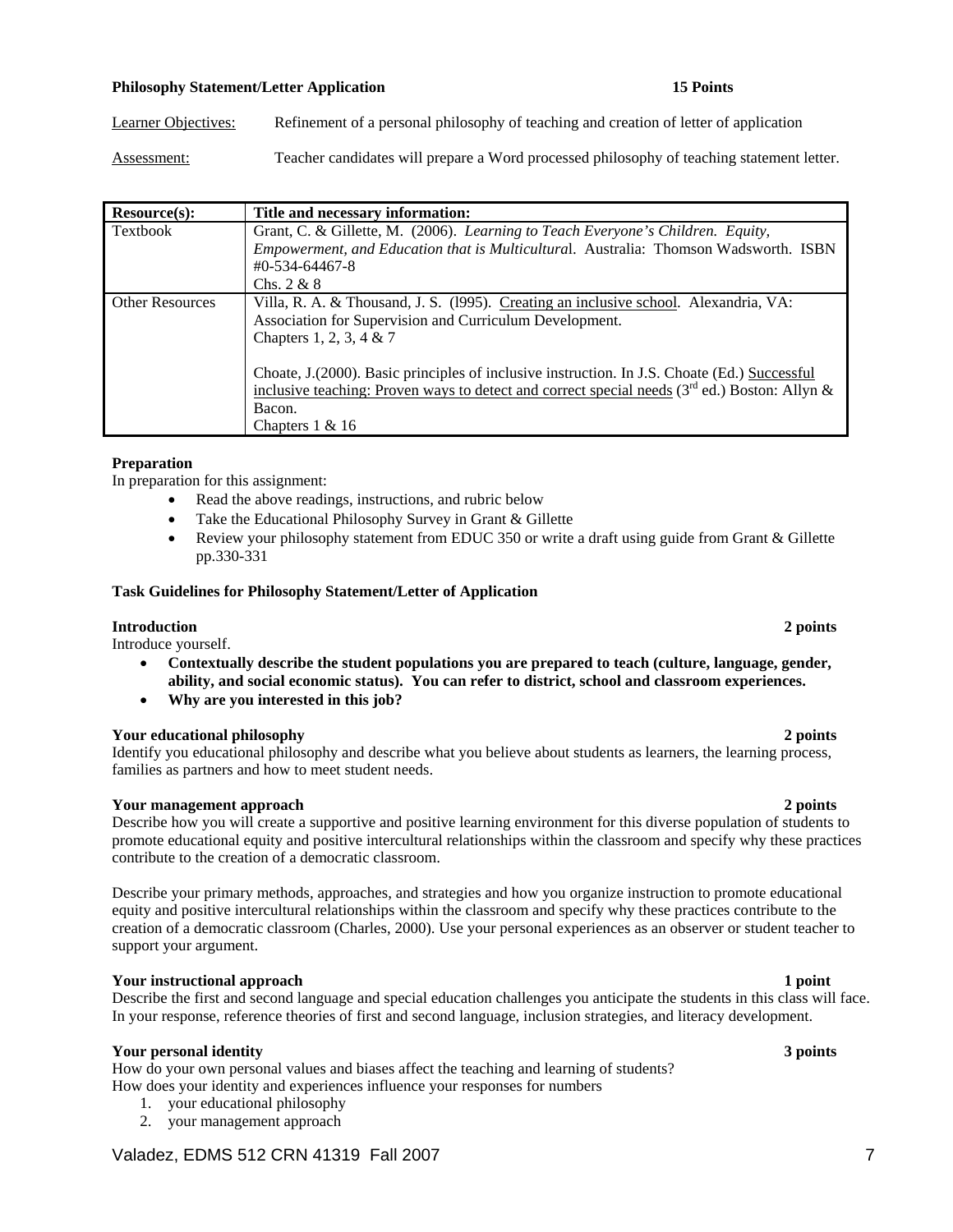**Philosophy Statement/Letter Application** **15 Points**

Learner Objectives: Refinement of a personal philosophy of teaching and creation of letter of application

Assessment: Teacher candidates will prepare a Word processed philosophy of teaching statement letter.

| **Resource(s):** | **Title and necessary information:** |
|---|---|
| Textbook | Grant, C. & Gillette, M. (2006). *Learning to Teach Everyone's Children. Equity, Empowerment, and Education that is Multicultural*. Australia: Thomson Wadsworth. ISBN #0-534-64467-8<br>Chs. 2 & 8 |
| Other Resources | Villa, R. A. & Thousand, J. S. (l995). Creating an inclusive school. Alexandria, VA: Association for Supervision and Curriculum Development.<br>Chapters 1, 2, 3, 4 & 7<br><br>Choate, J.(2000). Basic principles of inclusive instruction. In J.S. Choate (Ed.) Successful inclusive teaching: Proven ways to detect and correct special needs (3rd ed.) Boston: Allyn & Bacon.<br>Chapters 1 & 16 |

**Preparation**

In preparation for this assignment:

- Read the above readings, instructions, and rubric below
- Take the Educational Philosophy Survey in Grant & Gillette
- Review your philosophy statement from EDUC 350 or write a draft using guide from Grant & Gillette pp.330-331

**Task Guidelines for Philosophy Statement/Letter of Application**

**Introduction** **2 points**

Introduce yourself.

- **Contextually describe the student populations you are prepared to teach (culture, language, gender, ability, and social economic status). You can refer to district, school and classroom experiences.**
- **Why are you interested in this job?**

**Your educational philosophy** **2 points**

Identify you educational philosophy and describe what you believe about students as learners, the learning process, families as partners and how to meet student needs.

**Your management approach** **2 points**

Describe how you will create a supportive and positive learning environment for this diverse population of students to promote educational equity and positive intercultural relationships within the classroom and specify why these practices contribute to the creation of a democratic classroom.

Describe your primary methods, approaches, and strategies and how you organize instruction to promote educational equity and positive intercultural relationships within the classroom and specify why these practices contribute to the creation of a democratic classroom (Charles, 2000). Use your personal experiences as an observer or student teacher to support your argument.

**Your instructional approach** **1 point**

Describe the first and second language and special education challenges you anticipate the students in this class will face. In your response, reference theories of first and second language, inclusion strategies, and literacy development.

**Your personal identity** **3 points**

How do your own personal values and biases affect the teaching and learning of students?
How does your identity and experiences influence your responses for numbers

1. your educational philosophy
2. your management approach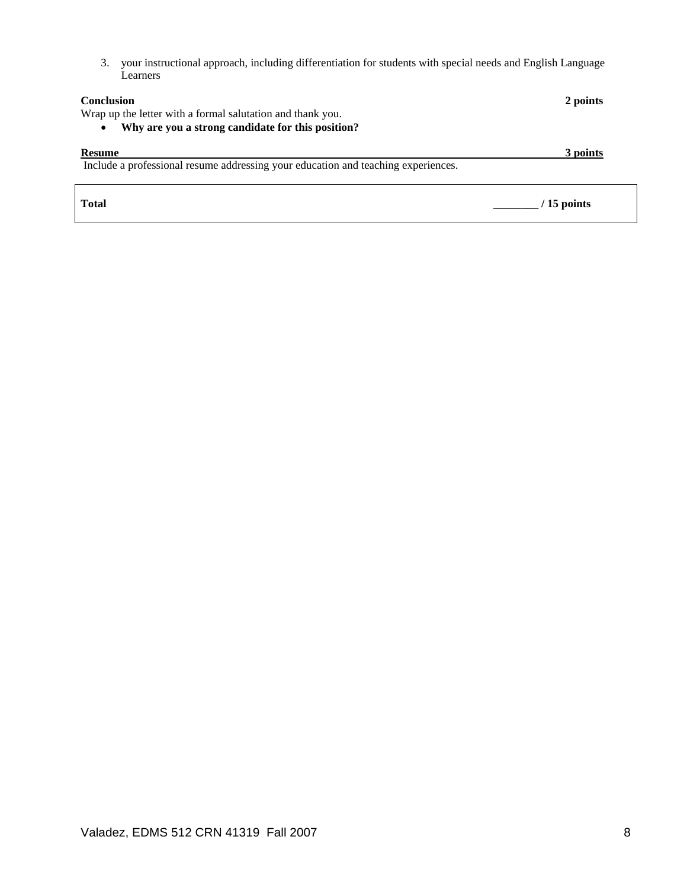3. your instructional approach, including differentiation for students with special needs and English Language Learners

**Conclusion** **2 points**

Wrap up the letter with a formal salutation and thank you.

- **Why are you a strong candidate for this position?**

**Resume** **3 points**

Include a professional resume addressing your education and teaching experiences.

| **Total** | **________ / 15 points** |
|---|---|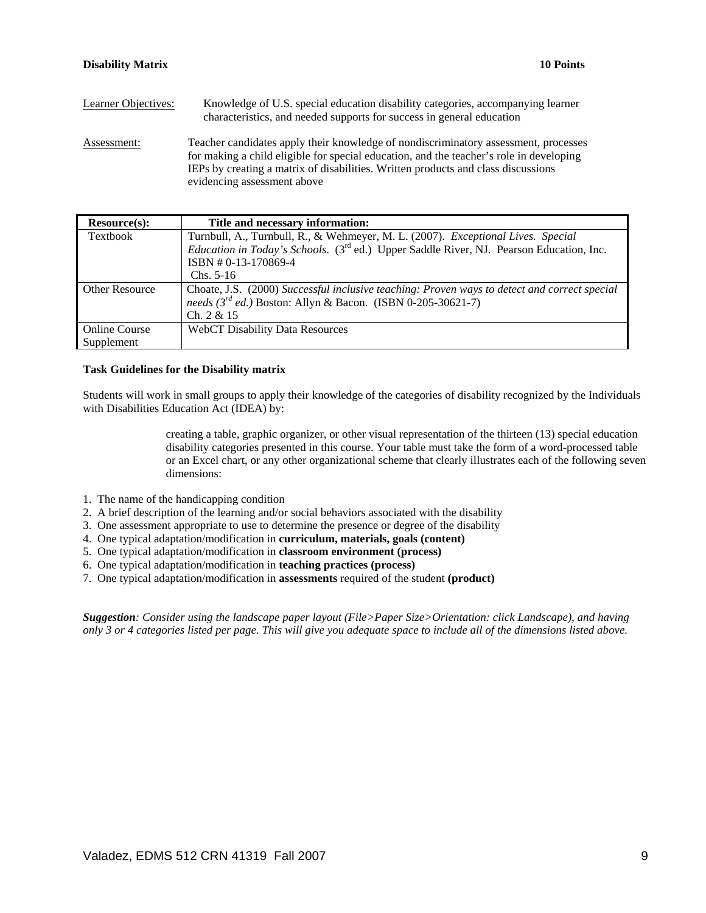**Disability Matrix** **10 Points**

Learner Objectives: Knowledge of U.S. special education disability categories, accompanying learner characteristics, and needed supports for success in general education

Assessment: Teacher candidates apply their knowledge of nondiscriminatory assessment, processes for making a child eligible for special education, and the teacher's role in developing IEPs by creating a matrix of disabilities. Written products and class discussions evidencing assessment above

| Resource(s): | Title and necessary information: |
|---|---|
| Textbook | Turnbull, A., Turnbull, R., & Wehmeyer, M. L. (2007). *Exceptional Lives. Special Education in Today's Schools.* (3rd ed.) Upper Saddle River, NJ. Pearson Education, Inc. ISBN # 0-13-170869-4 Chs. 5-16 |
| Other Resource | Choate, J.S. (2000) *Successful inclusive teaching: Proven ways to detect and correct special needs (3rd ed.)* Boston: Allyn & Bacon. (ISBN 0-205-30621-7) Ch. 2 & 15 |
| Online Course Supplement | WebCT Disability Data Resources |

**Task Guidelines for the Disability matrix**

Students will work in small groups to apply their knowledge of the categories of disability recognized by the Individuals with Disabilities Education Act (IDEA) by:

> creating a table, graphic organizer, or other visual representation of the thirteen (13) special education disability categories presented in this course. Your table must take the form of a word-processed table or an Excel chart, or any other organizational scheme that clearly illustrates each of the following seven dimensions:

1. The name of the handicapping condition
2. A brief description of the learning and/or social behaviors associated with the disability
3. One assessment appropriate to use to determine the presence or degree of the disability
4. One typical adaptation/modification in **curriculum, materials, goals (content)**
5. One typical adaptation/modification in **classroom environment (process)**
6. One typical adaptation/modification in **teaching practices (process)**
7. One typical adaptation/modification in **assessments** required of the student **(product)**

***Suggestion**: Consider using the landscape paper layout (File>Paper Size>Orientation: click Landscape), and having only 3 or 4 categories listed per page. This will give you adequate space to include all of the dimensions listed above.*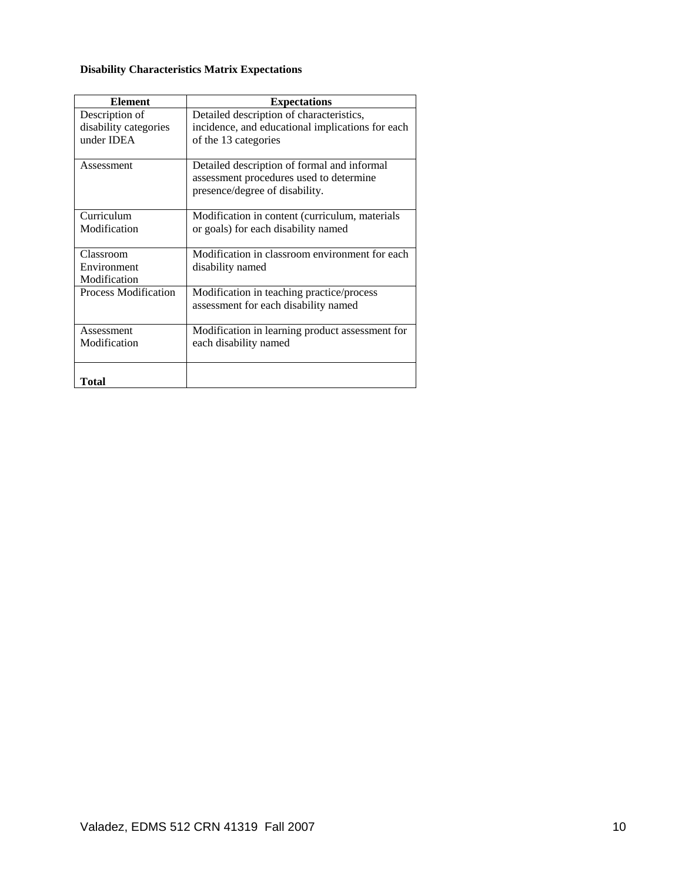**Disability Characteristics Matrix Expectations**

| Element | Expectations |
|---|---|
| Description of disability categories under IDEA | Detailed description of characteristics, incidence, and educational implications for each of the 13 categories |
| Assessment | Detailed description of formal and informal assessment procedures used to determine presence/degree of disability. |
| Curriculum Modification | Modification in content (curriculum, materials or goals) for each disability named |
| Classroom Environment Modification | Modification in classroom environment for each disability named |
| Process Modification | Modification in teaching practice/process assessment for each disability named |
| Assessment Modification | Modification in learning product assessment for each disability named |
| **Total** | |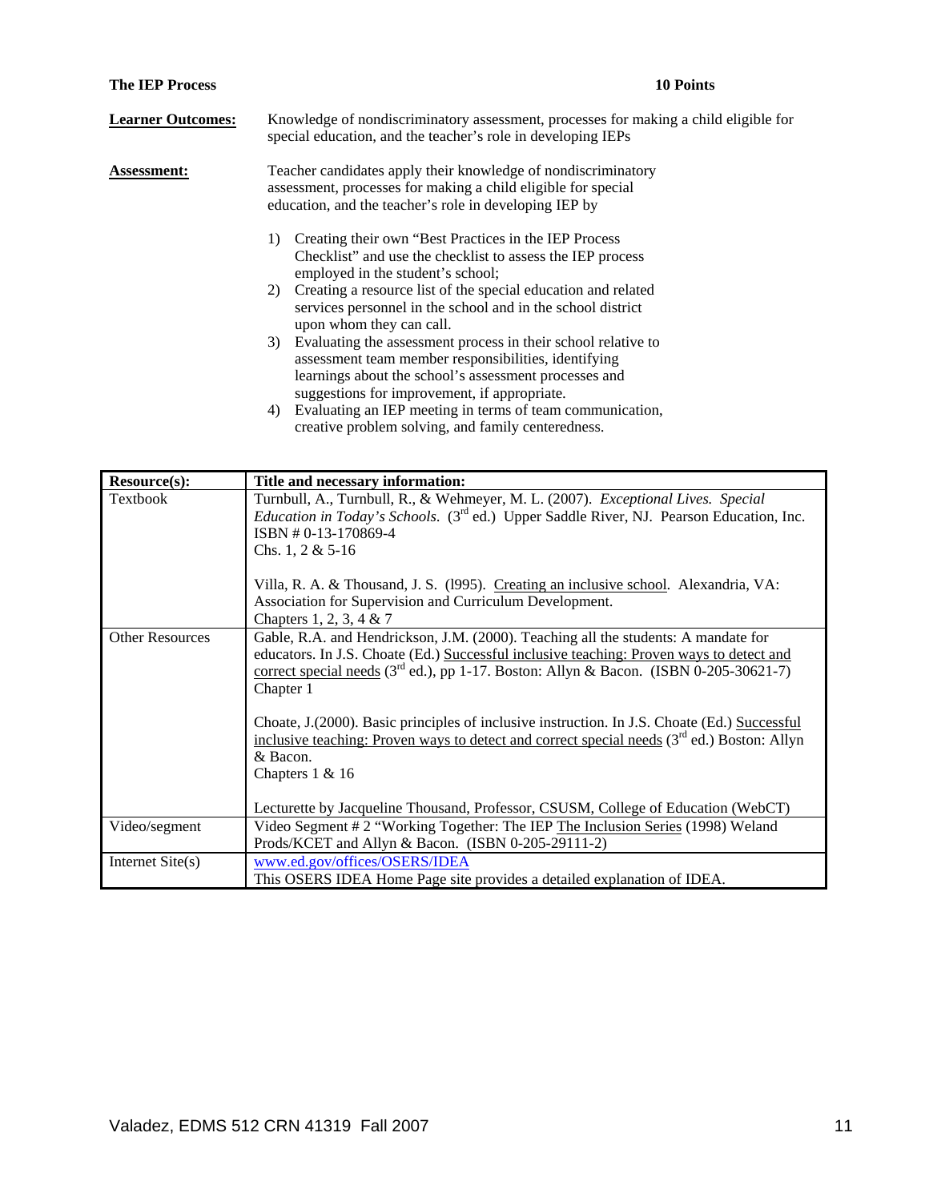**The IEP Process** **10 Points**

**Learner Outcomes:** Knowledge of nondiscriminatory assessment, processes for making a child eligible for special education, and the teacher's role in developing IEPs

**Assessment:** Teacher candidates apply their knowledge of nondiscriminatory assessment, processes for making a child eligible for special education, and the teacher's role in developing IEP by

1) Creating their own "Best Practices in the IEP Process Checklist" and use the checklist to assess the IEP process employed in the student's school;
2) Creating a resource list of the special education and related services personnel in the school and in the school district upon whom they can call.
3) Evaluating the assessment process in their school relative to assessment team member responsibilities, identifying learnings about the school's assessment processes and suggestions for improvement, if appropriate.
4) Evaluating an IEP meeting in terms of team communication, creative problem solving, and family centeredness.

| Resource(s): | Title and necessary information: |
|---|---|
| Textbook | Turnbull, A., Turnbull, R., & Wehmeyer, M. L. (2007). *Exceptional Lives. Special Education in Today's Schools.* (3rd ed.) Upper Saddle River, NJ. Pearson Education, Inc. ISBN # 0-13-170869-4<br>Chs. 1, 2 & 5-16<br><br>Villa, R. A. & Thousand, J. S. (l995). Creating an inclusive school. Alexandria, VA: Association for Supervision and Curriculum Development.<br>Chapters 1, 2, 3, 4 & 7 |
| Other Resources | Gable, R.A. and Hendrickson, J.M. (2000). Teaching all the students: A mandate for educators. In J.S. Choate (Ed.) Successful inclusive teaching: Proven ways to detect and correct special needs (3rd ed.), pp 1-17. Boston: Allyn & Bacon. (ISBN 0-205-30621-7)<br>Chapter 1<br><br>Choate, J.(2000). Basic principles of inclusive instruction. In J.S. Choate (Ed.) Successful inclusive teaching: Proven ways to detect and correct special needs (3rd ed.) Boston: Allyn & Bacon.<br>Chapters 1 & 16<br><br>Lecturette by Jacqueline Thousand, Professor, CSUSM, College of Education (WebCT) |
| Video/segment | Video Segment # 2 "Working Together: The IEP The Inclusion Series (1998) Weland Prods/KCET and Allyn & Bacon. (ISBN 0-205-29111-2) |
| Internet Site(s) | www.ed.gov/offices/OSERS/IDEA<br>This OSERS IDEA Home Page site provides a detailed explanation of IDEA. |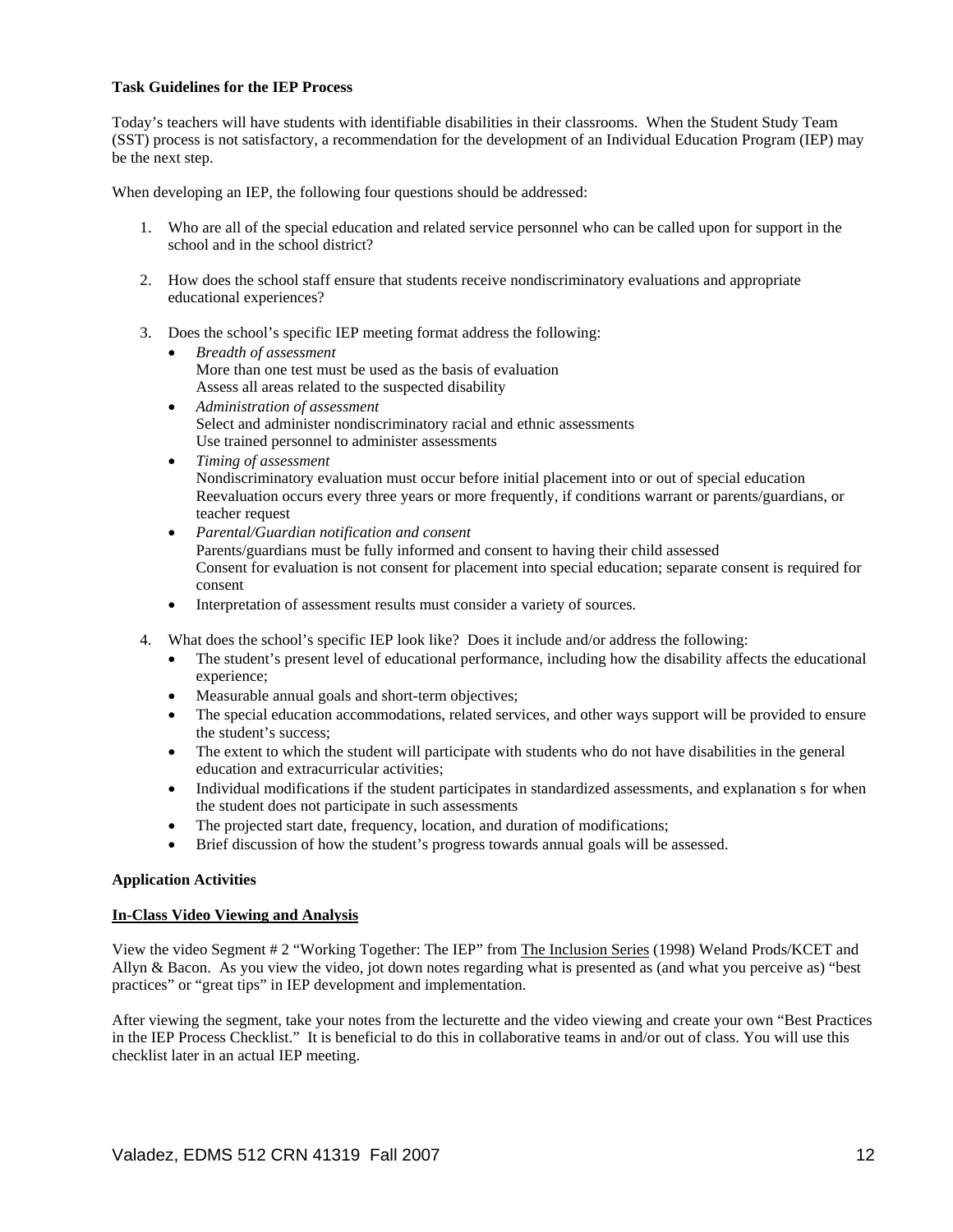**Task Guidelines for the IEP Process**

Today's teachers will have students with identifiable disabilities in their classrooms. When the Student Study Team (SST) process is not satisfactory, a recommendation for the development of an Individual Education Program (IEP) may be the next step.

When developing an IEP, the following four questions should be addressed:

1. Who are all of the special education and related service personnel who can be called upon for support in the school and in the school district?

2. How does the school staff ensure that students receive nondiscriminatory evaluations and appropriate educational experiences?

3. Does the school's specific IEP meeting format address the following:
   - *Breadth of assessment*
     More than one test must be used as the basis of evaluation
     Assess all areas related to the suspected disability
   - *Administration of assessment*
     Select and administer nondiscriminatory racial and ethnic assessments
     Use trained personnel to administer assessments
   - *Timing of assessment*
     Nondiscriminatory evaluation must occur before initial placement into or out of special education
     Reevaluation occurs every three years or more frequently, if conditions warrant or parents/guardians, or teacher request
   - *Parental/Guardian notification and consent*
     Parents/guardians must be fully informed and consent to having their child assessed
     Consent for evaluation is not consent for placement into special education; separate consent is required for consent
   - Interpretation of assessment results must consider a variety of sources.

4. What does the school's specific IEP look like? Does it include and/or address the following:
   - The student's present level of educational performance, including how the disability affects the educational experience;
   - Measurable annual goals and short-term objectives;
   - The special education accommodations, related services, and other ways support will be provided to ensure the student's success;
   - The extent to which the student will participate with students who do not have disabilities in the general education and extracurricular activities;
   - Individual modifications if the student participates in standardized assessments, and explanation s for when the student does not participate in such assessments
   - The projected start date, frequency, location, and duration of modifications;
   - Brief discussion of how the student's progress towards annual goals will be assessed.

**Application Activities**

**In-Class Video Viewing and Analysis**

View the video Segment # 2 "Working Together: The IEP" from The Inclusion Series (1998) Weland Prods/KCET and Allyn & Bacon. As you view the video, jot down notes regarding what is presented as (and what you perceive as) "best practices" or "great tips" in IEP development and implementation.

After viewing the segment, take your notes from the lecturette and the video viewing and create your own "Best Practices in the IEP Process Checklist." It is beneficial to do this in collaborative teams in and/or out of class. You will use this checklist later in an actual IEP meeting.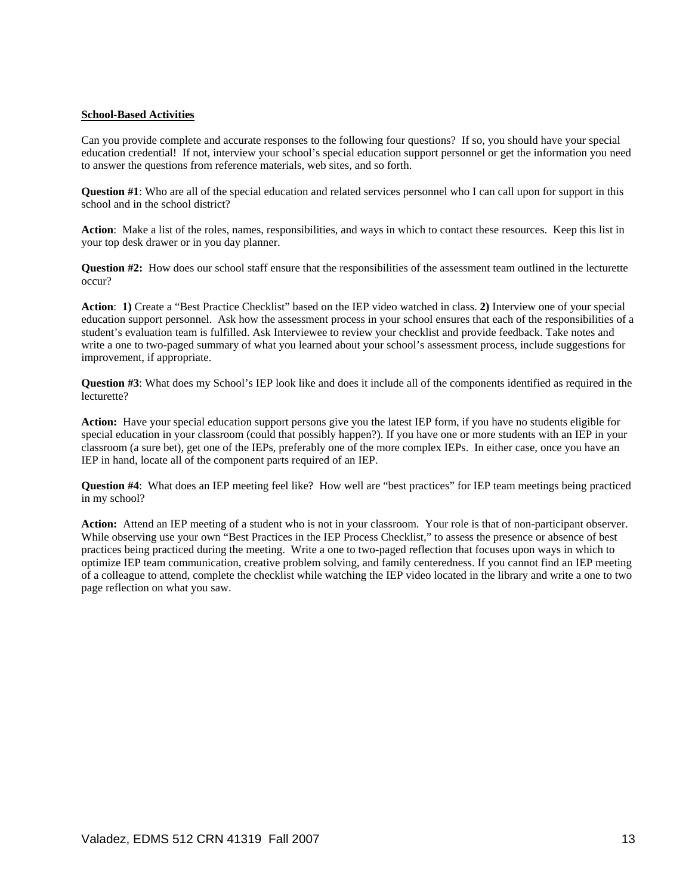**School-Based Activities**

Can you provide complete and accurate responses to the following four questions? If so, you should have your special education credential! If not, interview your school's special education support personnel or get the information you need to answer the questions from reference materials, web sites, and so forth.

**Question #1**: Who are all of the special education and related services personnel who I can call upon for support in this school and in the school district?

**Action**: Make a list of the roles, names, responsibilities, and ways in which to contact these resources. Keep this list in your top desk drawer or in you day planner.

**Question #2:** How does our school staff ensure that the responsibilities of the assessment team outlined in the lecturette occur?

**Action**: **1)** Create a "Best Practice Checklist" based on the IEP video watched in class. **2)** Interview one of your special education support personnel. Ask how the assessment process in your school ensures that each of the responsibilities of a student's evaluation team is fulfilled. Ask Interviewee to review your checklist and provide feedback. Take notes and write a one to two-paged summary of what you learned about your school's assessment process, include suggestions for improvement, if appropriate.

**Question #3**: What does my School's IEP look like and does it include all of the components identified as required in the lecturette?

**Action:** Have your special education support persons give you the latest IEP form, if you have no students eligible for special education in your classroom (could that possibly happen?). If you have one or more students with an IEP in your classroom (a sure bet), get one of the IEPs, preferably one of the more complex IEPs. In either case, once you have an IEP in hand, locate all of the component parts required of an IEP.

**Question #4**: What does an IEP meeting feel like? How well are "best practices" for IEP team meetings being practiced in my school?

**Action:** Attend an IEP meeting of a student who is not in your classroom. Your role is that of non-participant observer. While observing use your own "Best Practices in the IEP Process Checklist," to assess the presence or absence of best practices being practiced during the meeting. Write a one to two-paged reflection that focuses upon ways in which to optimize IEP team communication, creative problem solving, and family centeredness. If you cannot find an IEP meeting of a colleague to attend, complete the checklist while watching the IEP video located in the library and write a one to two page reflection on what you saw.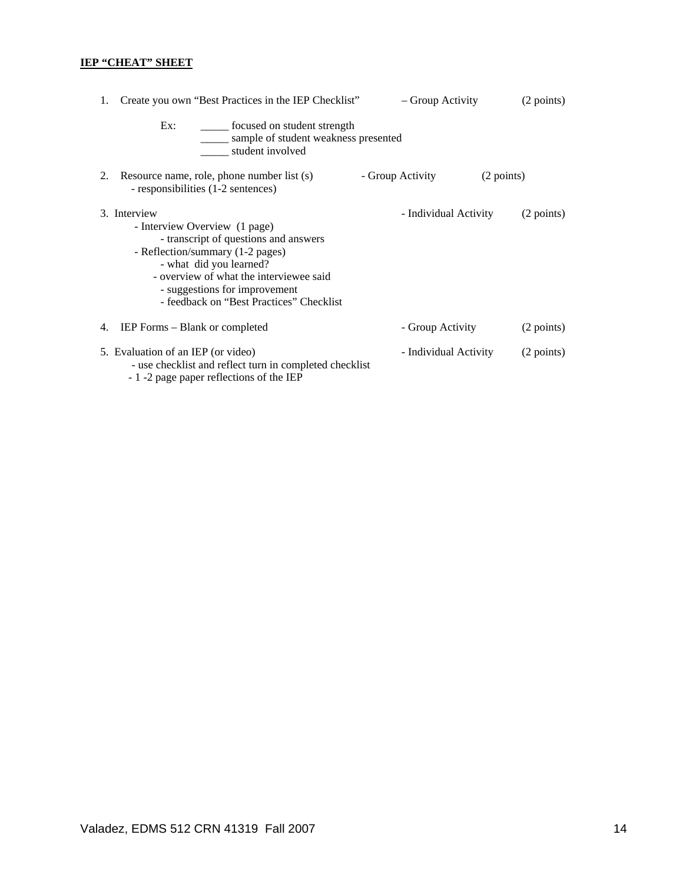**IEP "CHEAT" SHEET**

1. Create you own "Best Practices in the IEP Checklist" – Group Activity (2 points)

   Ex: _____ focused on student strength
   _____ sample of student weakness presented
   _____ student involved

2. Resource name, role, phone number list (s) - Group Activity (2 points)
   - responsibilities (1-2 sentences)

3. Interview - Individual Activity (2 points)
   - Interview Overview (1 page)
     - transcript of questions and answers
   - Reflection/summary (1-2 pages)
     - what did you learned?
     - overview of what the interviewee said
     - suggestions for improvement
     - feedback on "Best Practices" Checklist

4. IEP Forms – Blank or completed - Group Activity (2 points)

5. Evaluation of an IEP (or video) - Individual Activity (2 points)
   - use checklist and reflect turn in completed checklist
   - 1 -2 page paper reflections of the IEP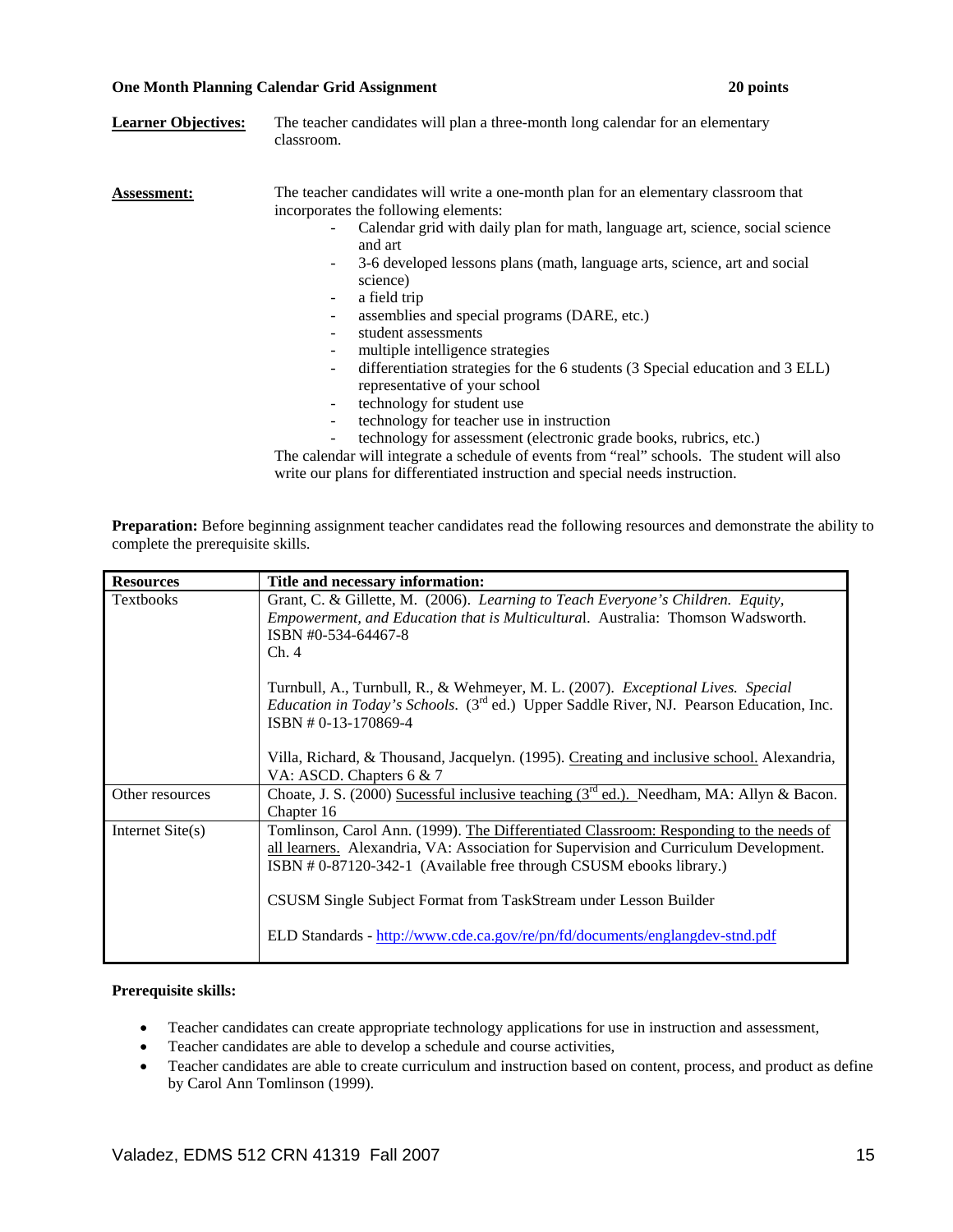**One Month Planning Calendar Grid Assignment** **20 points**

**Learner Objectives:** The teacher candidates will plan a three-month long calendar for an elementary classroom.

**Assessment:** The teacher candidates will write a one-month plan for an elementary classroom that incorporates the following elements:

- Calendar grid with daily plan for math, language art, science, social science and art
- 3-6 developed lessons plans (math, language arts, science, art and social science)
- a field trip
- assemblies and special programs (DARE, etc.)
- student assessments
- multiple intelligence strategies
- differentiation strategies for the 6 students (3 Special education and 3 ELL) representative of your school
- technology for student use
- technology for teacher use in instruction
- technology for assessment (electronic grade books, rubrics, etc.)

The calendar will integrate a schedule of events from "real" schools. The student will also write our plans for differentiated instruction and special needs instruction.

**Preparation:** Before beginning assignment teacher candidates read the following resources and demonstrate the ability to complete the prerequisite skills.

| **Resources** | **Title and necessary information:** |
|---|---|
| Textbooks | Grant, C. & Gillette, M. (2006). *Learning to Teach Everyone's Children. Equity, Empowerment, and Education that is Multicultura*l. Australia: Thomson Wadsworth. ISBN #0-534-64467-8 Ch. 4<br><br>Turnbull, A., Turnbull, R., & Wehmeyer, M. L. (2007). *Exceptional Lives. Special Education in Today's Schools*. (3rd ed.) Upper Saddle River, NJ. Pearson Education, Inc. ISBN # 0-13-170869-4<br><br>Villa, Richard, & Thousand, Jacquelyn. (1995). Creating and inclusive school. Alexandria, VA: ASCD. Chapters 6 & 7 |
| Other resources | Choate, J. S. (2000) Sucessful inclusive teaching (3rd ed.). Needham, MA: Allyn & Bacon. Chapter 16 |
| Internet Site(s) | Tomlinson, Carol Ann. (1999). The Differentiated Classroom: Responding to the needs of all learners. Alexandria, VA: Association for Supervision and Curriculum Development. ISBN # 0-87120-342-1 (Available free through CSUSM ebooks library.)<br><br>CSUSM Single Subject Format from TaskStream under Lesson Builder<br><br>ELD Standards - http://www.cde.ca.gov/re/pn/fd/documents/englangdev-stnd.pdf |

**Prerequisite skills:**

- Teacher candidates can create appropriate technology applications for use in instruction and assessment,
- Teacher candidates are able to develop a schedule and course activities,
- Teacher candidates are able to create curriculum and instruction based on content, process, and product as define by Carol Ann Tomlinson (1999).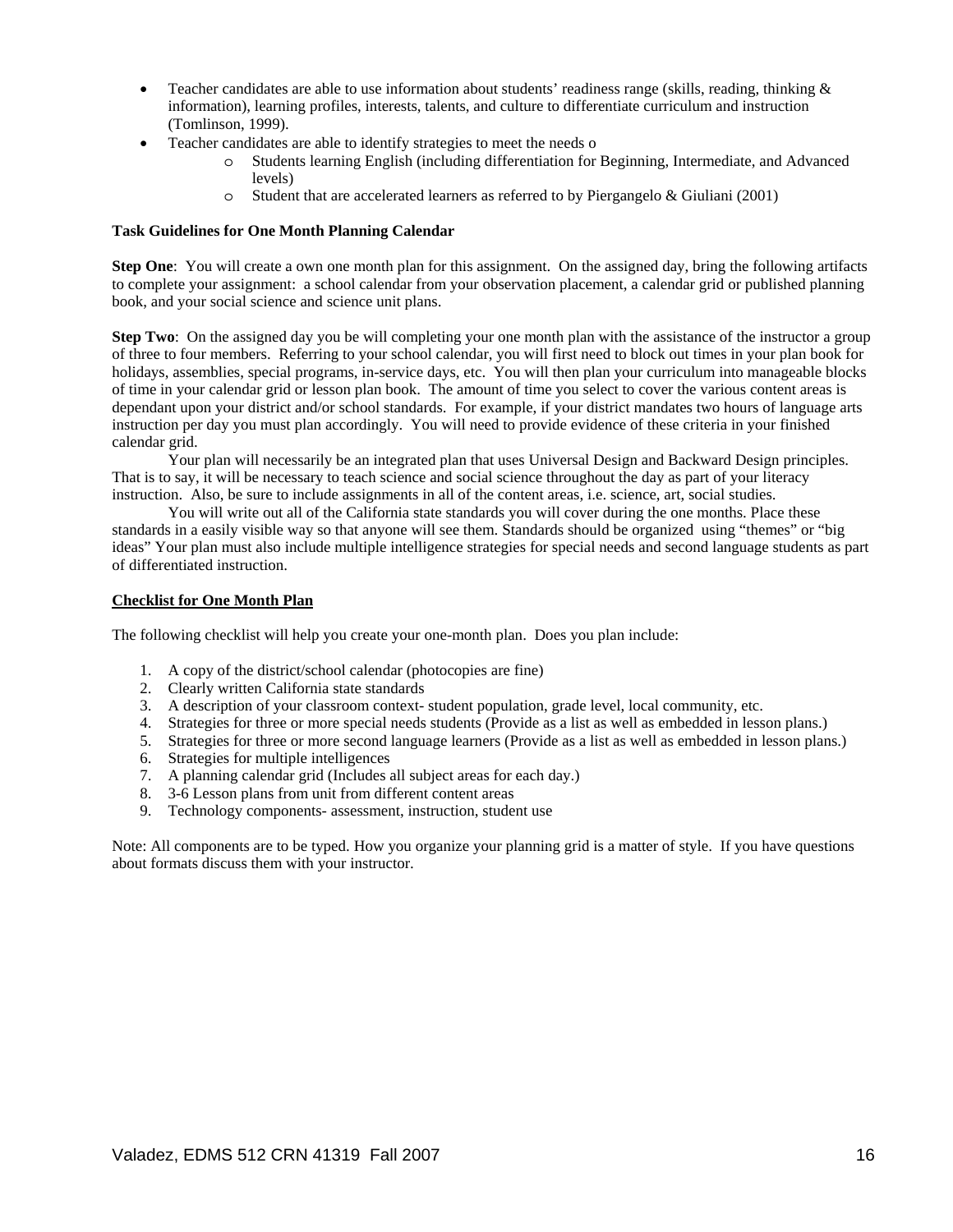- Teacher candidates are able to use information about students' readiness range (skills, reading, thinking & information), learning profiles, interests, talents, and culture to differentiate curriculum and instruction (Tomlinson, 1999).
- Teacher candidates are able to identify strategies to meet the needs o
    - Students learning English (including differentiation for Beginning, Intermediate, and Advanced levels)
    - Student that are accelerated learners as referred to by Piergangelo & Giuliani (2001)

**Task Guidelines for One Month Planning Calendar**

**Step One**: You will create a own one month plan for this assignment. On the assigned day, bring the following artifacts to complete your assignment: a school calendar from your observation placement, a calendar grid or published planning book, and your social science and science unit plans.

**Step Two**: On the assigned day you be will completing your one month plan with the assistance of the instructor a group of three to four members. Referring to your school calendar, you will first need to block out times in your plan book for holidays, assemblies, special programs, in-service days, etc. You will then plan your curriculum into manageable blocks of time in your calendar grid or lesson plan book. The amount of time you select to cover the various content areas is dependant upon your district and/or school standards. For example, if your district mandates two hours of language arts instruction per day you must plan accordingly. You will need to provide evidence of these criteria in your finished calendar grid.

Your plan will necessarily be an integrated plan that uses Universal Design and Backward Design principles. That is to say, it will be necessary to teach science and social science throughout the day as part of your literacy instruction. Also, be sure to include assignments in all of the content areas, i.e. science, art, social studies.

You will write out all of the California state standards you will cover during the one months. Place these standards in a easily visible way so that anyone will see them. Standards should be organized using "themes" or "big ideas" Your plan must also include multiple intelligence strategies for special needs and second language students as part of differentiated instruction.

**<u>Checklist for One Month Plan</u>**

The following checklist will help you create your one-month plan. Does you plan include:

1. A copy of the district/school calendar (photocopies are fine)
2. Clearly written California state standards
3. A description of your classroom context- student population, grade level, local community, etc.
4. Strategies for three or more special needs students (Provide as a list as well as embedded in lesson plans.)
5. Strategies for three or more second language learners (Provide as a list as well as embedded in lesson plans.)
6. Strategies for multiple intelligences
7. A planning calendar grid (Includes all subject areas for each day.)
8. 3-6 Lesson plans from unit from different content areas
9. Technology components- assessment, instruction, student use

Note: All components are to be typed. How you organize your planning grid is a matter of style. If you have questions about formats discuss them with your instructor.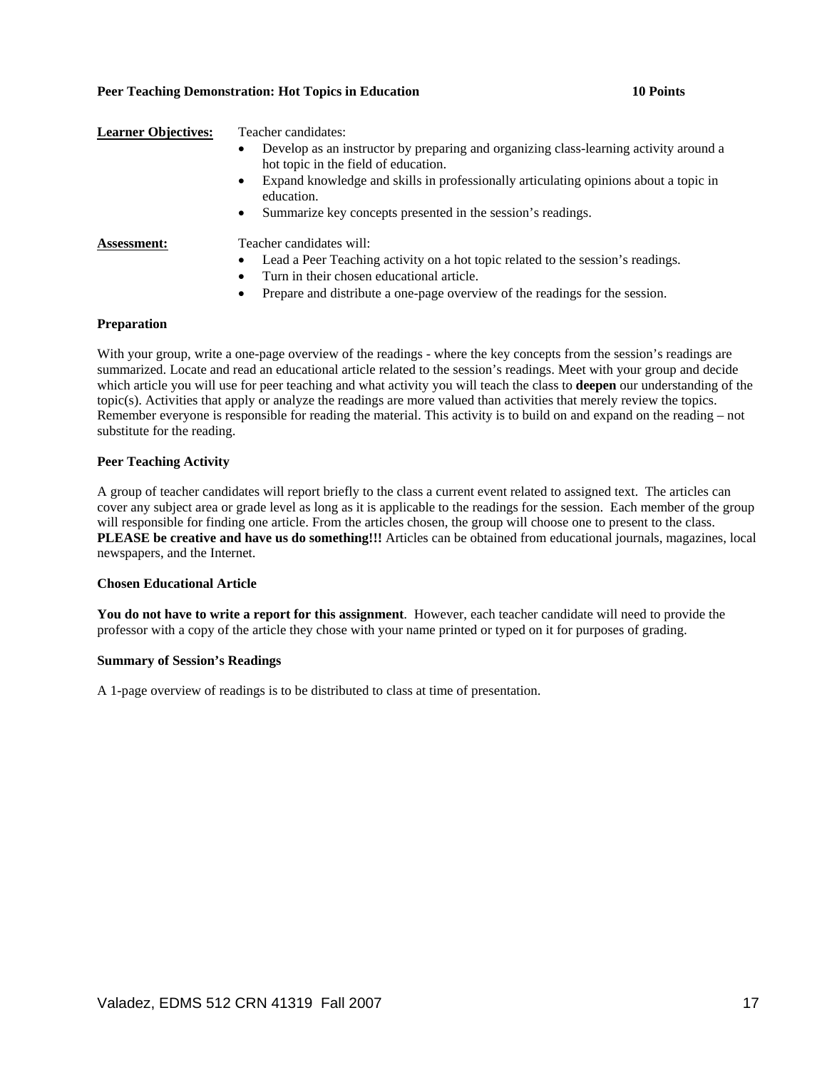**Peer Teaching Demonstration: Hot Topics in Education** **10 Points**

**Learner Objectives:** Teacher candidates:

- Develop as an instructor by preparing and organizing class-learning activity around a hot topic in the field of education.
- Expand knowledge and skills in professionally articulating opinions about a topic in education.
- Summarize key concepts presented in the session's readings.

**Assessment:** Teacher candidates will:

- Lead a Peer Teaching activity on a hot topic related to the session's readings.
- Turn in their chosen educational article.
- Prepare and distribute a one-page overview of the readings for the session.

**Preparation**

With your group, write a one-page overview of the readings - where the key concepts from the session's readings are summarized. Locate and read an educational article related to the session's readings. Meet with your group and decide which article you will use for peer teaching and what activity you will teach the class to **deepen** our understanding of the topic(s). Activities that apply or analyze the readings are more valued than activities that merely review the topics. Remember everyone is responsible for reading the material. This activity is to build on and expand on the reading – not substitute for the reading.

**Peer Teaching Activity**

A group of teacher candidates will report briefly to the class a current event related to assigned text. The articles can cover any subject area or grade level as long as it is applicable to the readings for the session. Each member of the group will responsible for finding one article. From the articles chosen, the group will choose one to present to the class. **PLEASE be creative and have us do something!!!** Articles can be obtained from educational journals, magazines, local newspapers, and the Internet.

**Chosen Educational Article**

**You do not have to write a report for this assignment**. However, each teacher candidate will need to provide the professor with a copy of the article they chose with your name printed or typed on it for purposes of grading.

**Summary of Session's Readings**

A 1-page overview of readings is to be distributed to class at time of presentation.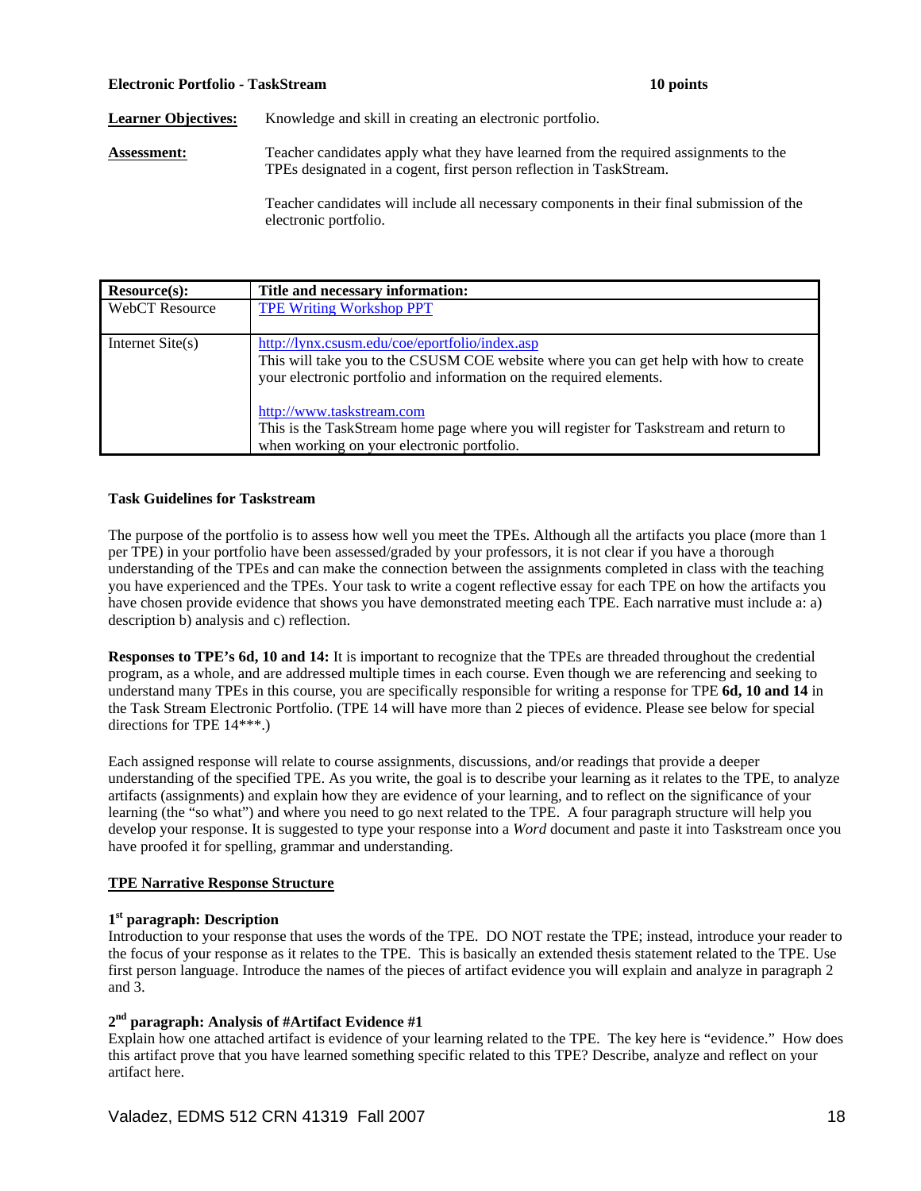**Electronic Portfolio - TaskStream** **10 points**

**Learner Objectives:** Knowledge and skill in creating an electronic portfolio.

**Assessment:** Teacher candidates apply what they have learned from the required assignments to the TPEs designated in a cogent, first person reflection in TaskStream.

Teacher candidates will include all necessary components in their final submission of the electronic portfolio.

| Resource(s): | Title and necessary information: |
|---|---|
| WebCT Resource | TPE Writing Workshop PPT |
| Internet Site(s) | http://lynx.csusm.edu/coe/eportfolio/index.asp<br>This will take you to the CSUSM COE website where you can get help with how to create your electronic portfolio and information on the required elements.<br><br>http://www.taskstream.com<br>This is the TaskStream home page where you will register for Taskstream and return to when working on your electronic portfolio. |

**Task Guidelines for Taskstream**

The purpose of the portfolio is to assess how well you meet the TPEs. Although all the artifacts you place (more than 1 per TPE) in your portfolio have been assessed/graded by your professors, it is not clear if you have a thorough understanding of the TPEs and can make the connection between the assignments completed in class with the teaching you have experienced and the TPEs. Your task to write a cogent reflective essay for each TPE on how the artifacts you have chosen provide evidence that shows you have demonstrated meeting each TPE. Each narrative must include a: a) description b) analysis and c) reflection.

**Responses to TPE's 6d, 10 and 14:** It is important to recognize that the TPEs are threaded throughout the credential program, as a whole, and are addressed multiple times in each course. Even though we are referencing and seeking to understand many TPEs in this course, you are specifically responsible for writing a response for TPE **6d, 10 and 14** in the Task Stream Electronic Portfolio. (TPE 14 will have more than 2 pieces of evidence. Please see below for special directions for TPE 14***.)

Each assigned response will relate to course assignments, discussions, and/or readings that provide a deeper understanding of the specified TPE. As you write, the goal is to describe your learning as it relates to the TPE, to analyze artifacts (assignments) and explain how they are evidence of your learning, and to reflect on the significance of your learning (the "so what") and where you need to go next related to the TPE. A four paragraph structure will help you develop your response. It is suggested to type your response into a *Word* document and paste it into Taskstream once you have proofed it for spelling, grammar and understanding.

**TPE Narrative Response Structure**

**1st paragraph: Description**
Introduction to your response that uses the words of the TPE. DO NOT restate the TPE; instead, introduce your reader to the focus of your response as it relates to the TPE. This is basically an extended thesis statement related to the TPE. Use first person language. Introduce the names of the pieces of artifact evidence you will explain and analyze in paragraph 2 and 3.

**2nd paragraph: Analysis of #Artifact Evidence #1**
Explain how one attached artifact is evidence of your learning related to the TPE. The key here is "evidence." How does this artifact prove that you have learned something specific related to this TPE? Describe, analyze and reflect on your artifact here.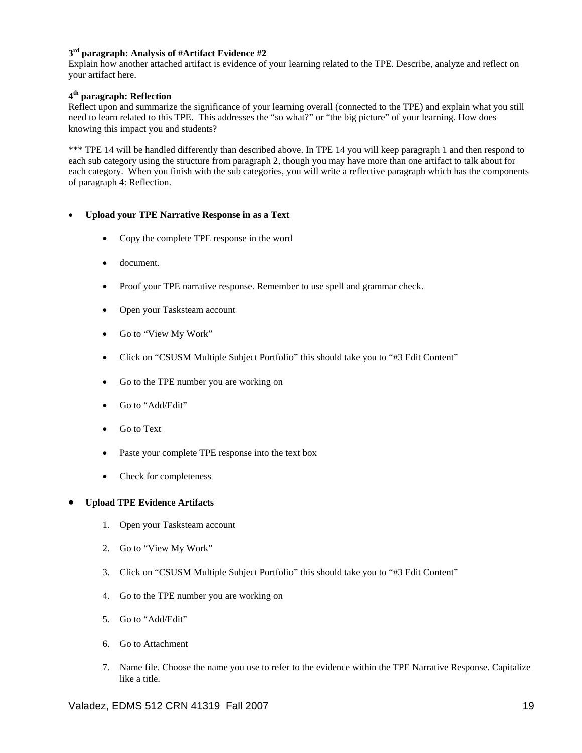**3rd paragraph: Analysis of #Artifact Evidence #2**
Explain how another attached artifact is evidence of your learning related to the TPE. Describe, analyze and reflect on your artifact here.

**4th paragraph: Reflection**
Reflect upon and summarize the significance of your learning overall (connected to the TPE) and explain what you still need to learn related to this TPE. This addresses the "so what?" or "the big picture" of your learning. How does knowing this impact you and students?

*** TPE 14 will be handled differently than described above. In TPE 14 you will keep paragraph 1 and then respond to each sub category using the structure from paragraph 2, though you may have more than one artifact to talk about for each category. When you finish with the sub categories, you will write a reflective paragraph which has the components of paragraph 4: Reflection.

- **Upload your TPE Narrative Response in as a Text**
  - Copy the complete TPE response in the word
  - document.
  - Proof your TPE narrative response. Remember to use spell and grammar check.
  - Open your Tasksteam account
  - Go to "View My Work"
  - Click on "CSUSM Multiple Subject Portfolio" this should take you to "#3 Edit Content"
  - Go to the TPE number you are working on
  - Go to "Add/Edit"
  - Go to Text
  - Paste your complete TPE response into the text box
  - Check for completeness

- **Upload TPE Evidence Artifacts**
  1. Open your Tasksteam account
  2. Go to "View My Work"
  3. Click on "CSUSM Multiple Subject Portfolio" this should take you to "#3 Edit Content"
  4. Go to the TPE number you are working on
  5. Go to "Add/Edit"
  6. Go to Attachment
  7. Name file. Choose the name you use to refer to the evidence within the TPE Narrative Response. Capitalize like a title.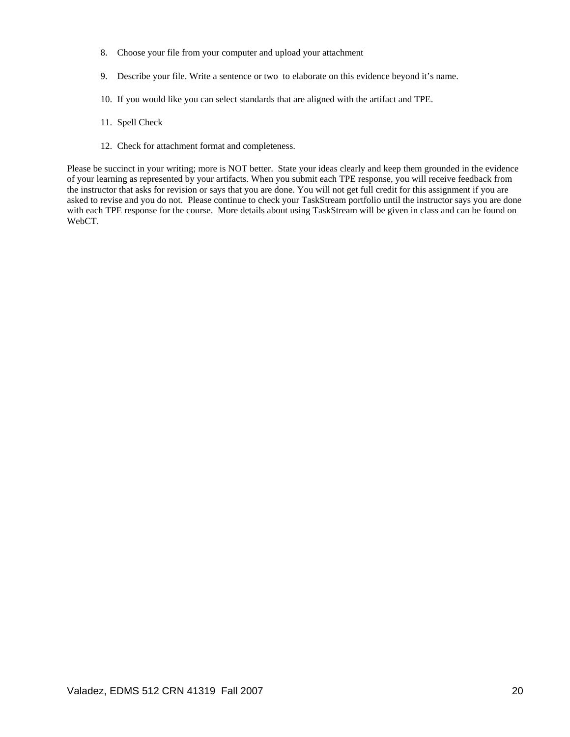8. Choose your file from your computer and upload your attachment

9. Describe your file. Write a sentence or two to elaborate on this evidence beyond it's name.

10. If you would like you can select standards that are aligned with the artifact and TPE.

11. Spell Check

12. Check for attachment format and completeness.

Please be succinct in your writing; more is NOT better. State your ideas clearly and keep them grounded in the evidence of your learning as represented by your artifacts. When you submit each TPE response, you will receive feedback from the instructor that asks for revision or says that you are done. You will not get full credit for this assignment if you are asked to revise and you do not. Please continue to check your TaskStream portfolio until the instructor says you are done with each TPE response for the course. More details about using TaskStream will be given in class and can be found on WebCT.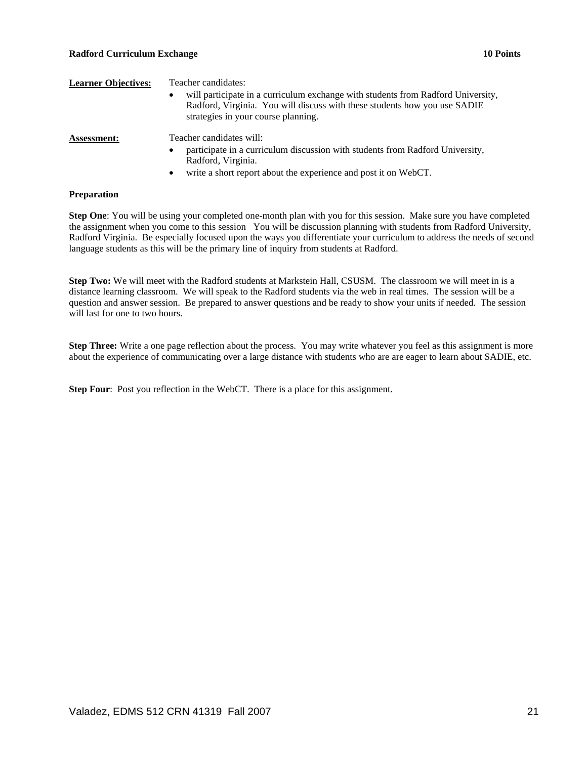**Radford Curriculum Exchange** **10 Points**

**Learner Objectives:** Teacher candidates:

- will participate in a curriculum exchange with students from Radford University, Radford, Virginia. You will discuss with these students how you use SADIE strategies in your course planning.

**Assessment:** Teacher candidates will:

- participate in a curriculum discussion with students from Radford University, Radford, Virginia.
- write a short report about the experience and post it on WebCT.

**Preparation**

**Step One**: You will be using your completed one-month plan with you for this session. Make sure you have completed the assignment when you come to this session You will be discussion planning with students from Radford University, Radford Virginia. Be especially focused upon the ways you differentiate your curriculum to address the needs of second language students as this will be the primary line of inquiry from students at Radford.

**Step Two:** We will meet with the Radford students at Markstein Hall, CSUSM. The classroom we will meet in is a distance learning classroom. We will speak to the Radford students via the web in real times. The session will be a question and answer session. Be prepared to answer questions and be ready to show your units if needed. The session will last for one to two hours.

**Step Three:** Write a one page reflection about the process. You may write whatever you feel as this assignment is more about the experience of communicating over a large distance with students who are are eager to learn about SADIE, etc.

**Step Four**: Post you reflection in the WebCT. There is a place for this assignment.